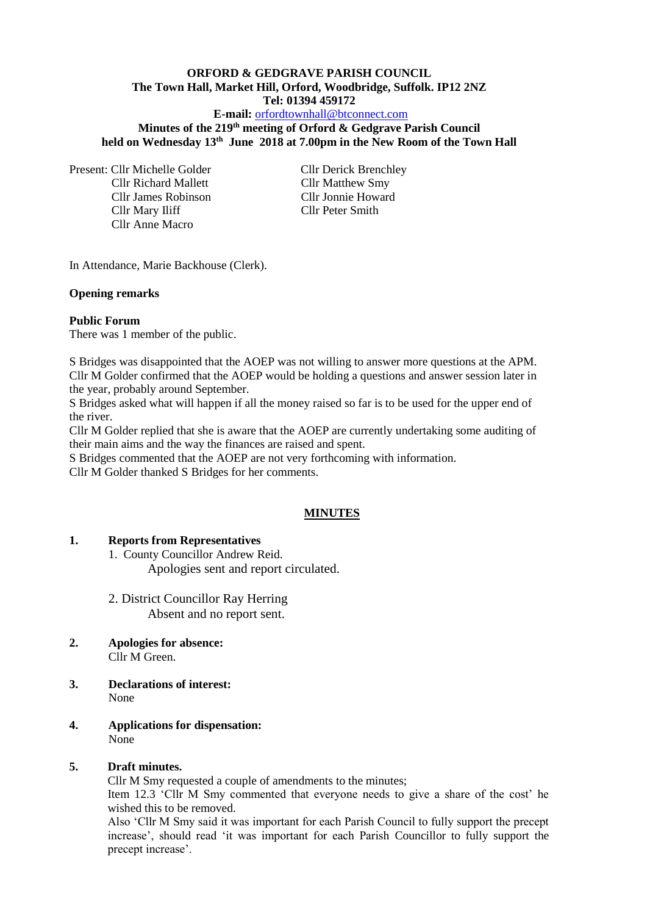**ORFORD & GEDGRAVE PARISH COUNCIL**
**The Town Hall, Market Hill, Orford, Woodbridge, Suffolk. IP12 2NZ**
**Tel: 01394 459172**
**E-mail:** orfordtownhall@btconnect.com

**Minutes of the 219th meeting of Orford & Gedgrave Parish Council held on Wednesday 13th June 2018 at 7.00pm in the New Room of the Town Hall**

Present: Cllr Michelle Golder
Cllr Richard Mallett
Cllr James Robinson
Cllr Mary Iliff
Cllr Anne Macro
Cllr Derick Brenchley
Cllr Matthew Smy
Cllr Jonnie Howard
Cllr Peter Smith

In Attendance, Marie Backhouse (Clerk).

**Opening remarks**

**Public Forum**
There was 1 member of the public.

S Bridges was disappointed that the AOEP was not willing to answer more questions at the APM. Cllr M Golder confirmed that the AOEP would be holding a questions and answer session later in the year, probably around September.
S Bridges asked what will happen if all the money raised so far is to be used for the upper end of the river.
Cllr M Golder replied that she is aware that the AOEP are currently undertaking some auditing of their main aims and the way the finances are raised and spent.
S Bridges commented that the AOEP are not very forthcoming with information.
Cllr M Golder thanked S Bridges for her comments.

## MINUTES

**1. Reports from Representatives**

1. County Councillor Andrew Reid.
   Apologies sent and report circulated.

2. District Councillor Ray Herring
   Absent and no report sent.

**2. Apologies for absence:**
Cllr M Green.

**3. Declarations of interest:**
None

**4. Applications for dispensation:**
None

**5. Draft minutes.**
Cllr M Smy requested a couple of amendments to the minutes;
Item 12.3 'Cllr M Smy commented that everyone needs to give a share of the cost' he wished this to be removed.
Also 'Cllr M Smy said it was important for each Parish Council to fully support the precept increase', should read 'it was important for each Parish Councillor to fully support the precept increase'.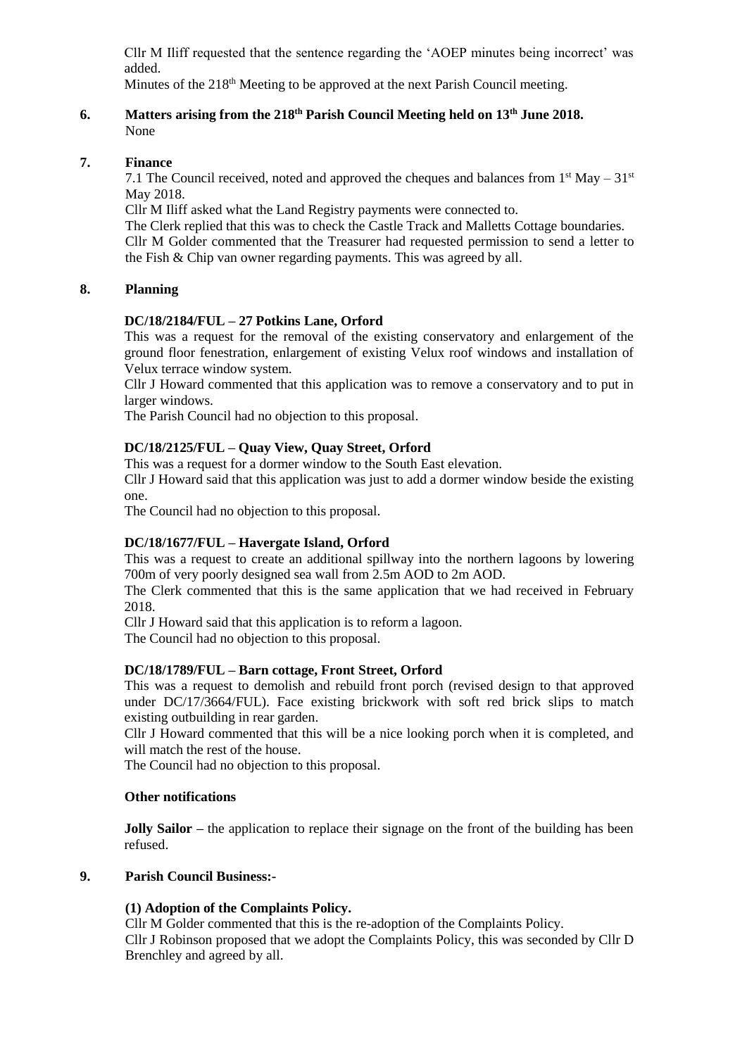Cllr M Iliff requested that the sentence regarding the 'AOEP minutes being incorrect' was added.

Minutes of the 218th Meeting to be approved at the next Parish Council meeting.

## 6. Matters arising from the 218th Parish Council Meeting held on 13th June 2018.

None

## 7. Finance

7.1 The Council received, noted and approved the cheques and balances from 1st May – 31st May 2018.

Cllr M Iliff asked what the Land Registry payments were connected to.

The Clerk replied that this was to check the Castle Track and Malletts Cottage boundaries.

Cllr M Golder commented that the Treasurer had requested permission to send a letter to the Fish & Chip van owner regarding payments. This was agreed by all.

## 8. Planning

**DC/18/2184/FUL – 27 Potkins Lane, Orford**

This was a request for the removal of the existing conservatory and enlargement of the ground floor fenestration, enlargement of existing Velux roof windows and installation of Velux terrace window system.

Cllr J Howard commented that this application was to remove a conservatory and to put in larger windows.

The Parish Council had no objection to this proposal.

**DC/18/2125/FUL – Quay View, Quay Street, Orford**

This was a request for a dormer window to the South East elevation.

Cllr J Howard said that this application was just to add a dormer window beside the existing one.

The Council had no objection to this proposal.

**DC/18/1677/FUL – Havergate Island, Orford**

This was a request to create an additional spillway into the northern lagoons by lowering 700m of very poorly designed sea wall from 2.5m AOD to 2m AOD.

The Clerk commented that this is the same application that we had received in February 2018.

Cllr J Howard said that this application is to reform a lagoon.

The Council had no objection to this proposal.

**DC/18/1789/FUL – Barn cottage, Front Street, Orford**

This was a request to demolish and rebuild front porch (revised design to that approved under DC/17/3664/FUL). Face existing brickwork with soft red brick slips to match existing outbuilding in rear garden.

Cllr J Howard commented that this will be a nice looking porch when it is completed, and will match the rest of the house.

The Council had no objection to this proposal.

**Other notifications**

**Jolly Sailor –** the application to replace their signage on the front of the building has been refused.

## 9. Parish Council Business:-

**(1) Adoption of the Complaints Policy.**

Cllr M Golder commented that this is the re-adoption of the Complaints Policy.

Cllr J Robinson proposed that we adopt the Complaints Policy, this was seconded by Cllr D Brenchley and agreed by all.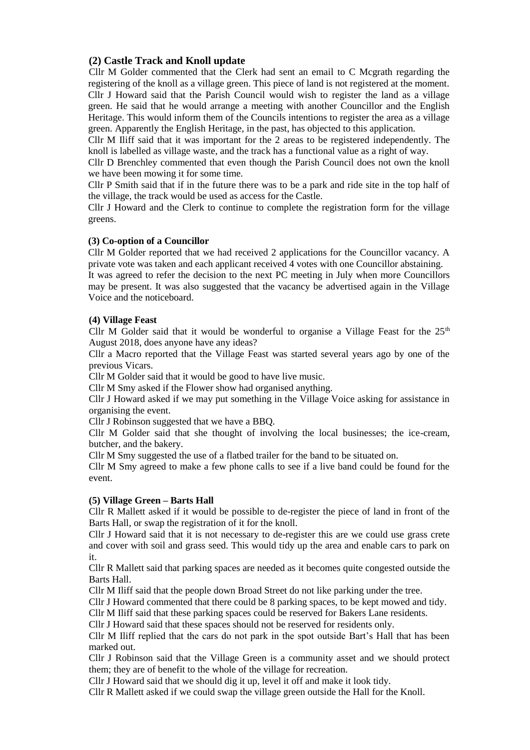### (2) Castle Track and Knoll update

Cllr M Golder commented that the Clerk had sent an email to C Mcgrath regarding the registering of the knoll as a village green. This piece of land is not registered at the moment.

Cllr J Howard said that the Parish Council would wish to register the land as a village green. He said that he would arrange a meeting with another Councillor and the English Heritage. This would inform them of the Councils intentions to register the area as a village green. Apparently the English Heritage, in the past, has objected to this application.

Cllr M Iliff said that it was important for the 2 areas to be registered independently. The knoll is labelled as village waste, and the track has a functional value as a right of way.

Cllr D Brenchley commented that even though the Parish Council does not own the knoll we have been mowing it for some time.

Cllr P Smith said that if in the future there was to be a park and ride site in the top half of the village, the track would be used as access for the Castle.

Cllr J Howard and the Clerk to continue to complete the registration form for the village greens.

### (3) Co-option of a Councillor

Cllr M Golder reported that we had received 2 applications for the Councillor vacancy. A private vote was taken and each applicant received 4 votes with one Councillor abstaining.

It was agreed to refer the decision to the next PC meeting in July when more Councillors may be present. It was also suggested that the vacancy be advertised again in the Village Voice and the noticeboard.

### (4) Village Feast

Cllr M Golder said that it would be wonderful to organise a Village Feast for the 25th August 2018, does anyone have any ideas?

Cllr a Macro reported that the Village Feast was started several years ago by one of the previous Vicars.

Cllr M Golder said that it would be good to have live music.

Cllr M Smy asked if the Flower show had organised anything.

Cllr J Howard asked if we may put something in the Village Voice asking for assistance in organising the event.

Cllr J Robinson suggested that we have a BBQ.

Cllr M Golder said that she thought of involving the local businesses; the ice-cream, butcher, and the bakery.

Cllr M Smy suggested the use of a flatbed trailer for the band to be situated on.

Cllr M Smy agreed to make a few phone calls to see if a live band could be found for the event.

### (5) Village Green – Barts Hall

Cllr R Mallett asked if it would be possible to de-register the piece of land in front of the Barts Hall, or swap the registration of it for the knoll.

Cllr J Howard said that it is not necessary to de-register this are we could use grass crete and cover with soil and grass seed. This would tidy up the area and enable cars to park on it.

Cllr R Mallett said that parking spaces are needed as it becomes quite congested outside the Barts Hall.

Cllr M Iliff said that the people down Broad Street do not like parking under the tree.

Cllr J Howard commented that there could be 8 parking spaces, to be kept mowed and tidy.

Cllr M Iliff said that these parking spaces could be reserved for Bakers Lane residents.

Cllr J Howard said that these spaces should not be reserved for residents only.

Cllr M Iliff replied that the cars do not park in the spot outside Bart's Hall that has been marked out.

Cllr J Robinson said that the Village Green is a community asset and we should protect them; they are of benefit to the whole of the village for recreation.

Cllr J Howard said that we should dig it up, level it off and make it look tidy.

Cllr R Mallett asked if we could swap the village green outside the Hall for the Knoll.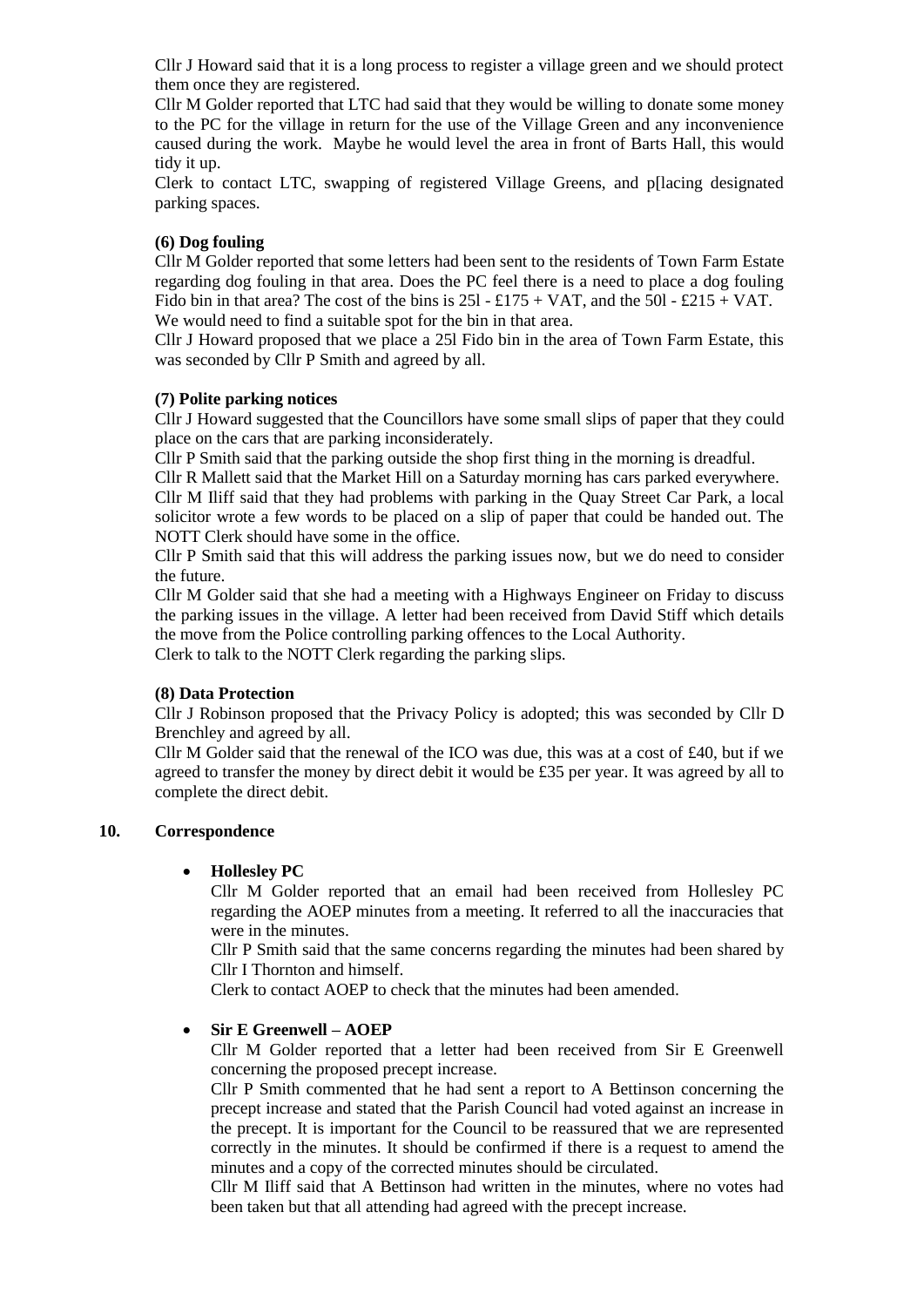Cllr J Howard said that it is a long process to register a village green and we should protect them once they are registered.

Cllr M Golder reported that LTC had said that they would be willing to donate some money to the PC for the village in return for the use of the Village Green and any inconvenience caused during the work. Maybe he would level the area in front of Barts Hall, this would tidy it up.

Clerk to contact LTC, swapping of registered Village Greens, and p[lacing designated parking spaces.

**(6) Dog fouling**

Cllr M Golder reported that some letters had been sent to the residents of Town Farm Estate regarding dog fouling in that area. Does the PC feel there is a need to place a dog fouling Fido bin in that area? The cost of the bins is 25l - £175 + VAT, and the 50l - £215 + VAT. We would need to find a suitable spot for the bin in that area.

Cllr J Howard proposed that we place a 25l Fido bin in the area of Town Farm Estate, this was seconded by Cllr P Smith and agreed by all.

**(7) Polite parking notices**

Cllr J Howard suggested that the Councillors have some small slips of paper that they could place on the cars that are parking inconsiderately.

Cllr P Smith said that the parking outside the shop first thing in the morning is dreadful.

Cllr R Mallett said that the Market Hill on a Saturday morning has cars parked everywhere.

Cllr M Iliff said that they had problems with parking in the Quay Street Car Park, a local solicitor wrote a few words to be placed on a slip of paper that could be handed out. The NOTT Clerk should have some in the office.

Cllr P Smith said that this will address the parking issues now, but we do need to consider the future.

Cllr M Golder said that she had a meeting with a Highways Engineer on Friday to discuss the parking issues in the village. A letter had been received from David Stiff which details the move from the Police controlling parking offences to the Local Authority.

Clerk to talk to the NOTT Clerk regarding the parking slips.

**(8) Data Protection**

Cllr J Robinson proposed that the Privacy Policy is adopted; this was seconded by Cllr D Brenchley and agreed by all.

Cllr M Golder said that the renewal of the ICO was due, this was at a cost of £40, but if we agreed to transfer the money by direct debit it would be £35 per year. It was agreed by all to complete the direct debit.

**10. Correspondence**

- **Hollesley PC**

  Cllr M Golder reported that an email had been received from Hollesley PC regarding the AOEP minutes from a meeting. It referred to all the inaccuracies that were in the minutes.

  Cllr P Smith said that the same concerns regarding the minutes had been shared by Cllr I Thornton and himself.

  Clerk to contact AOEP to check that the minutes had been amended.

- **Sir E Greenwell – AOEP**

  Cllr M Golder reported that a letter had been received from Sir E Greenwell concerning the proposed precept increase.

  Cllr P Smith commented that he had sent a report to A Bettinson concerning the precept increase and stated that the Parish Council had voted against an increase in the precept. It is important for the Council to be reassured that we are represented correctly in the minutes. It should be confirmed if there is a request to amend the minutes and a copy of the corrected minutes should be circulated.

  Cllr M Iliff said that A Bettinson had written in the minutes, where no votes had been taken but that all attending had agreed with the precept increase.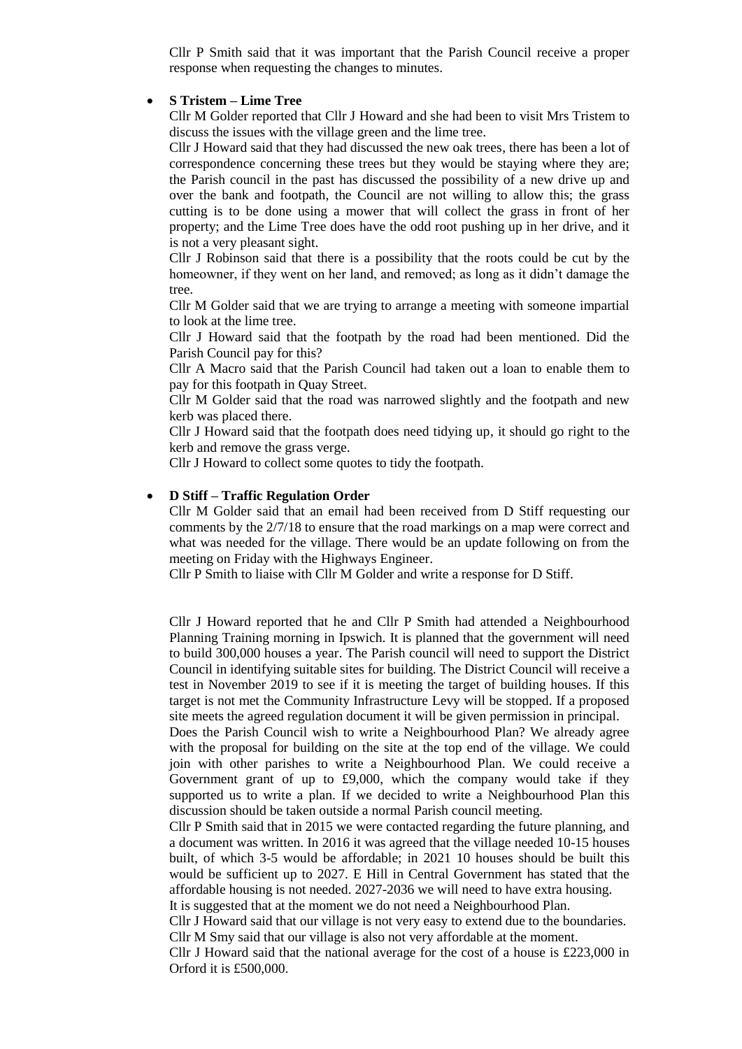Cllr P Smith said that it was important that the Parish Council receive a proper response when requesting the changes to minutes.

- **S Tristem – Lime Tree**

  Cllr M Golder reported that Cllr J Howard and she had been to visit Mrs Tristem to discuss the issues with the village green and the lime tree.

  Cllr J Howard said that they had discussed the new oak trees, there has been a lot of correspondence concerning these trees but they would be staying where they are; the Parish council in the past has discussed the possibility of a new drive up and over the bank and footpath, the Council are not willing to allow this; the grass cutting is to be done using a mower that will collect the grass in front of her property; and the Lime Tree does have the odd root pushing up in her drive, and it is not a very pleasant sight.

  Cllr J Robinson said that there is a possibility that the roots could be cut by the homeowner, if they went on her land, and removed; as long as it didn't damage the tree.

  Cllr M Golder said that we are trying to arrange a meeting with someone impartial to look at the lime tree.

  Cllr J Howard said that the footpath by the road had been mentioned. Did the Parish Council pay for this?

  Cllr A Macro said that the Parish Council had taken out a loan to enable them to pay for this footpath in Quay Street.

  Cllr M Golder said that the road was narrowed slightly and the footpath and new kerb was placed there.

  Cllr J Howard said that the footpath does need tidying up, it should go right to the kerb and remove the grass verge.

  Cllr J Howard to collect some quotes to tidy the footpath.

- **D Stiff – Traffic Regulation Order**

  Cllr M Golder said that an email had been received from D Stiff requesting our comments by the 2/7/18 to ensure that the road markings on a map were correct and what was needed for the village. There would be an update following on from the meeting on Friday with the Highways Engineer.

  Cllr P Smith to liaise with Cllr M Golder and write a response for D Stiff.

Cllr J Howard reported that he and Cllr P Smith had attended a Neighbourhood Planning Training morning in Ipswich. It is planned that the government will need to build 300,000 houses a year. The Parish council will need to support the District Council in identifying suitable sites for building. The District Council will receive a test in November 2019 to see if it is meeting the target of building houses. If this target is not met the Community Infrastructure Levy will be stopped. If a proposed site meets the agreed regulation document it will be given permission in principal.

Does the Parish Council wish to write a Neighbourhood Plan? We already agree with the proposal for building on the site at the top end of the village. We could join with other parishes to write a Neighbourhood Plan. We could receive a Government grant of up to £9,000, which the company would take if they supported us to write a plan. If we decided to write a Neighbourhood Plan this discussion should be taken outside a normal Parish council meeting.

Cllr P Smith said that in 2015 we were contacted regarding the future planning, and a document was written. In 2016 it was agreed that the village needed 10-15 houses built, of which 3-5 would be affordable; in 2021 10 houses should be built this would be sufficient up to 2027. E Hill in Central Government has stated that the affordable housing is not needed. 2027-2036 we will need to have extra housing.

It is suggested that at the moment we do not need a Neighbourhood Plan.

Cllr J Howard said that our village is not very easy to extend due to the boundaries.

Cllr M Smy said that our village is also not very affordable at the moment.

Cllr J Howard said that the national average for the cost of a house is £223,000 in Orford it is £500,000.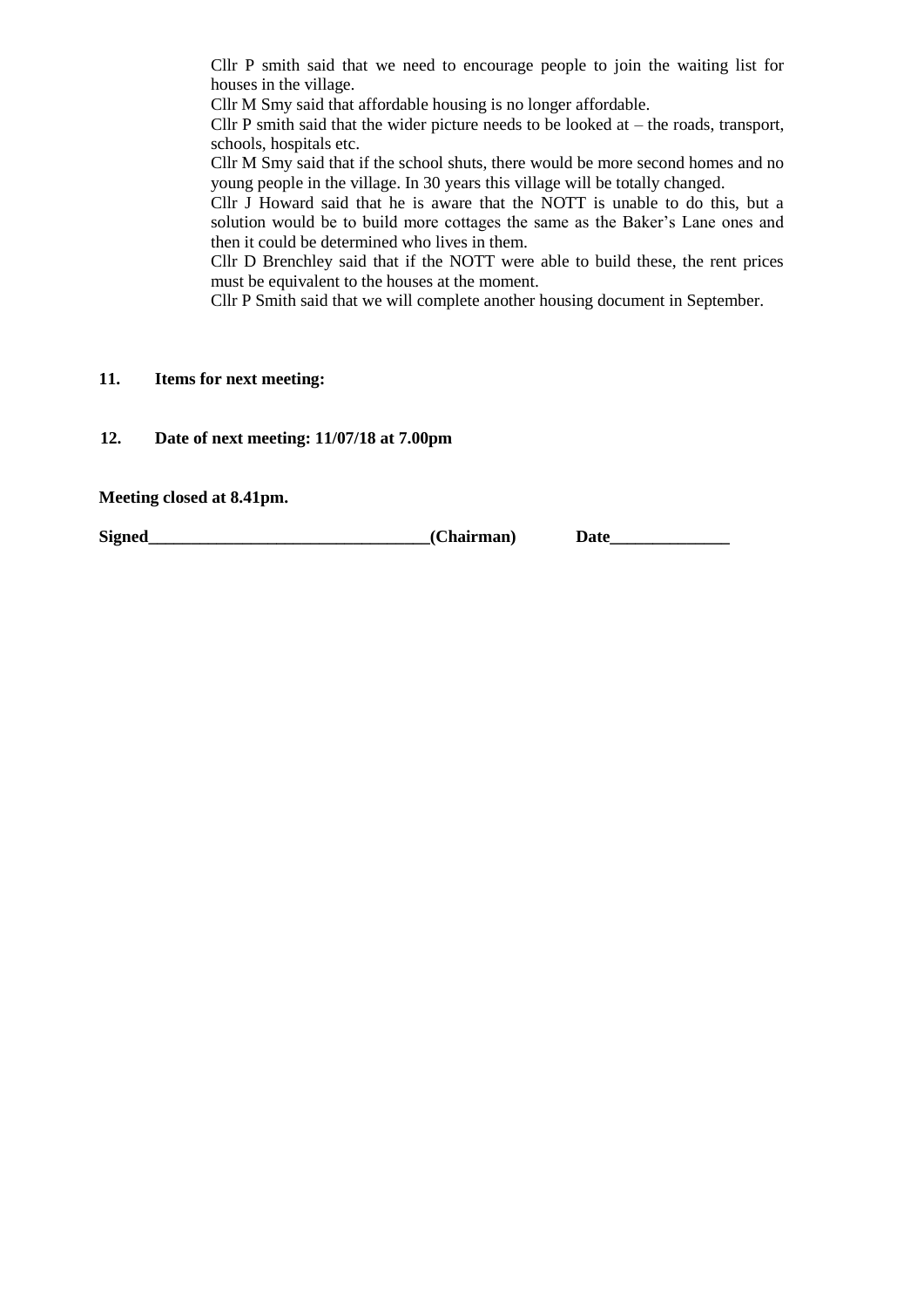Cllr P smith said that we need to encourage people to join the waiting list for houses in the village.

Cllr M Smy said that affordable housing is no longer affordable.

Cllr P smith said that the wider picture needs to be looked at – the roads, transport, schools, hospitals etc.

Cllr M Smy said that if the school shuts, there would be more second homes and no young people in the village. In 30 years this village will be totally changed.

Cllr J Howard said that he is aware that the NOTT is unable to do this, but a solution would be to build more cottages the same as the Baker's Lane ones and then it could be determined who lives in them.

Cllr D Brenchley said that if the NOTT were able to build these, the rent prices must be equivalent to the houses at the moment.

Cllr P Smith said that we will complete another housing document in September.

**11. Items for next meeting:**

**12. Date of next meeting: 11/07/18 at 7.00pm**

**Meeting closed at 8.41pm.**

**Signed_________________________________(Chairman) Date______________**